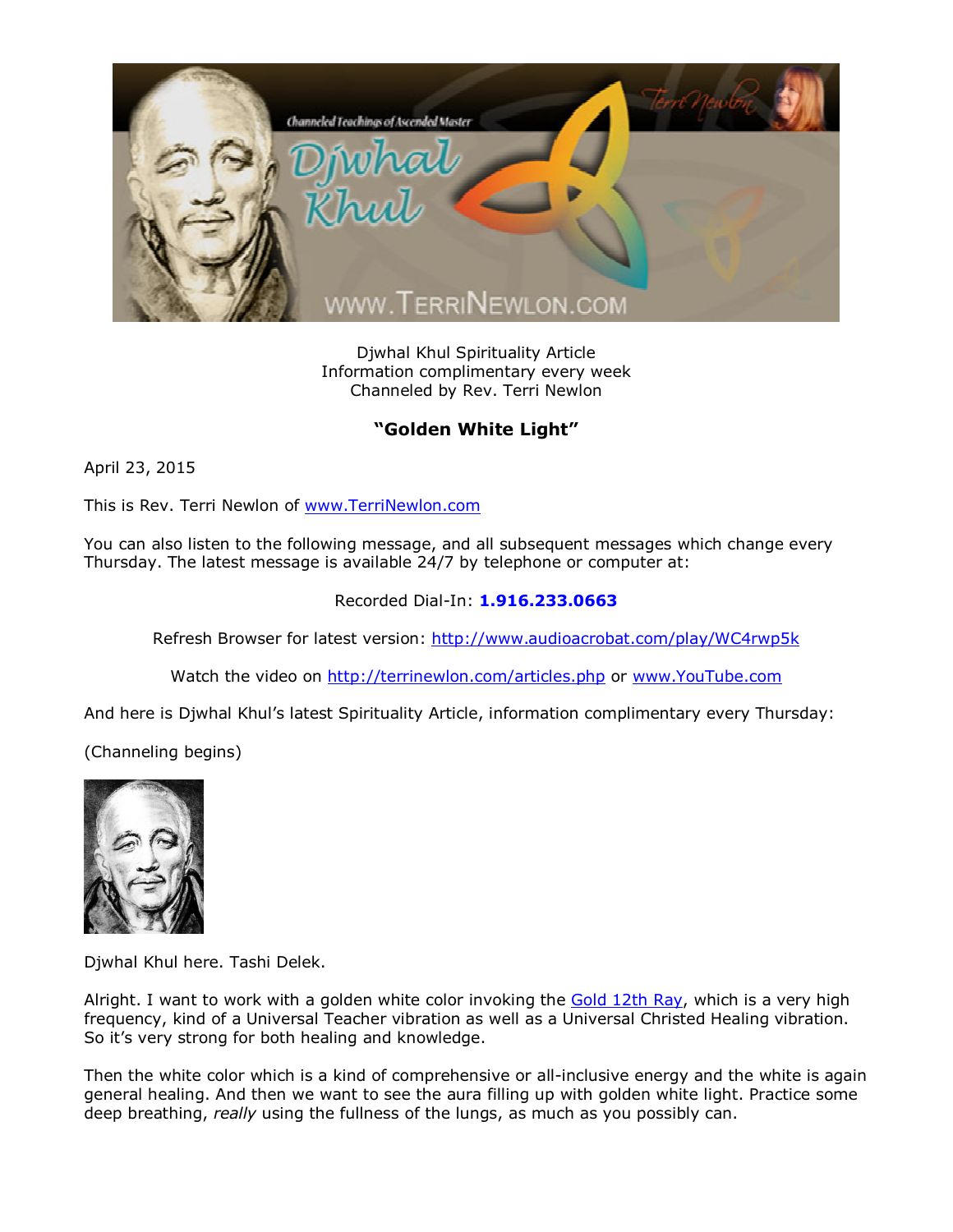Djwhal Khul Spirituality Article
Information complimentary every week
Channeled by Rev. Terri Newlon

## "Golden White Light"

April 23, 2015

This is Rev. Terri Newlon of www.TerriNewlon.com

You can also listen to the following message, and all subsequent messages which change every Thursday. The latest message is available 24/7 by telephone or computer at:

Recorded Dial-In: **1.916.233.0663**

Refresh Browser for latest version: http://www.audioacrobat.com/play/WC4rwp5k

Watch the video on http://terrinewlon.com/articles.php or www.YouTube.com

And here is Djwhal Khul's latest Spirituality Article, information complimentary every Thursday:

(Channeling begins)

Djwhal Khul here. Tashi Delek.

Alright. I want to work with a golden white color invoking the Gold 12th Ray, which is a very high frequency, kind of a Universal Teacher vibration as well as a Universal Christed Healing vibration. So it's very strong for both healing and knowledge.

Then the white color which is a kind of comprehensive or all-inclusive energy and the white is again general healing. And then we want to see the aura filling up with golden white light. Practice some deep breathing, *really* using the fullness of the lungs, as much as you possibly can.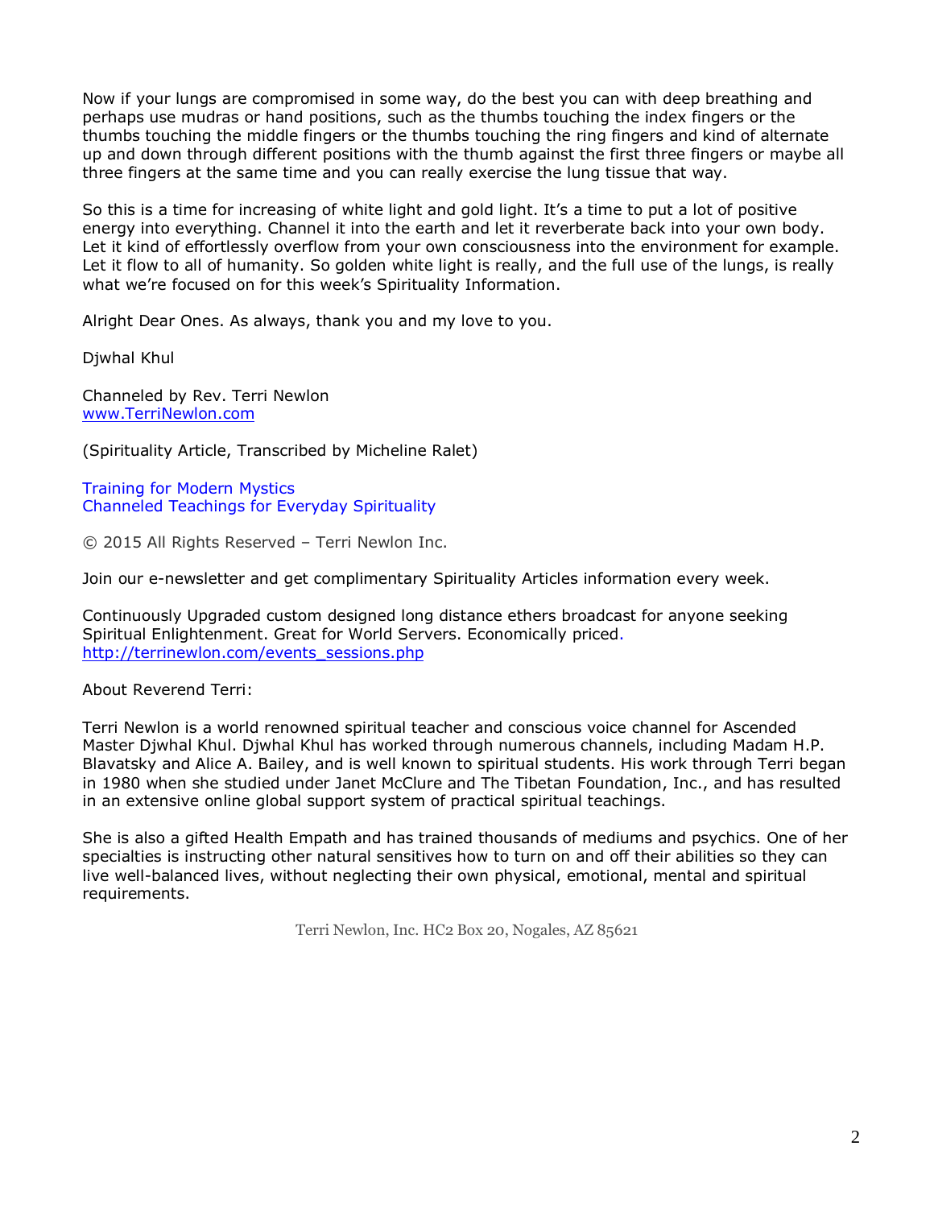Now if your lungs are compromised in some way, do the best you can with deep breathing and perhaps use mudras or hand positions, such as the thumbs touching the index fingers or the thumbs touching the middle fingers or the thumbs touching the ring fingers and kind of alternate up and down through different positions with the thumb against the first three fingers or maybe all three fingers at the same time and you can really exercise the lung tissue that way.

So this is a time for increasing of white light and gold light. It's a time to put a lot of positive energy into everything. Channel it into the earth and let it reverberate back into your own body. Let it kind of effortlessly overflow from your own consciousness into the environment for example. Let it flow to all of humanity. So golden white light is really, and the full use of the lungs, is really what we're focused on for this week's Spirituality Information.

Alright Dear Ones. As always, thank you and my love to you.

Djwhal Khul

Channeled by Rev. Terri Newlon
www.TerriNewlon.com

(Spirituality Article, Transcribed by Micheline Ralet)

Training for Modern Mystics
Channeled Teachings for Everyday Spirituality

© 2015 All Rights Reserved – Terri Newlon Inc.

Join our e-newsletter and get complimentary Spirituality Articles information every week.

Continuously Upgraded custom designed long distance ethers broadcast for anyone seeking Spiritual Enlightenment. Great for World Servers. Economically priced.
http://terrinewlon.com/events_sessions.php

About Reverend Terri:

Terri Newlon is a world renowned spiritual teacher and conscious voice channel for Ascended Master Djwhal Khul. Djwhal Khul has worked through numerous channels, including Madam H.P. Blavatsky and Alice A. Bailey, and is well known to spiritual students. His work through Terri began in 1980 when she studied under Janet McClure and The Tibetan Foundation, Inc., and has resulted in an extensive online global support system of practical spiritual teachings.

She is also a gifted Health Empath and has trained thousands of mediums and psychics. One of her specialties is instructing other natural sensitives how to turn on and off their abilities so they can live well-balanced lives, without neglecting their own physical, emotional, mental and spiritual requirements.

Terri Newlon, Inc. HC2 Box 20, Nogales, AZ 85621